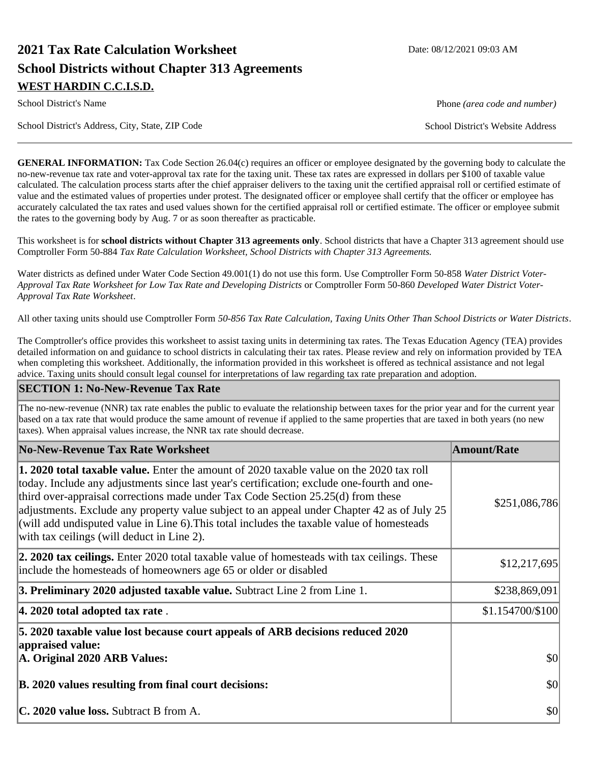# 2021 Tax Rate Calculation Worksheet

Date: 08/12/2021 09:03 AM

## School Districts without Chapter 313 Agreements

**WEST HARDIN C.C.I.S.D.**

School District's Name

Phone *(area code and number)*

School District's Address, City, State, ZIP Code

School District's Website Address

---

**GENERAL INFORMATION:** Tax Code Section 26.04(c) requires an officer or employee designated by the governing body to calculate the no-new-revenue tax rate and voter-approval tax rate for the taxing unit. These tax rates are expressed in dollars per $100 of taxable value calculated. The calculation process starts after the chief appraiser delivers to the taxing unit the certified appraisal roll or certified estimate of value and the estimated values of properties under protest. The designated officer or employee shall certify that the officer or employee has accurately calculated the tax rates and used values shown for the certified appraisal roll or certified estimate. The officer or employee submit the rates to the governing body by Aug. 7 or as soon thereafter as practicable.

This worksheet is for **school districts without Chapter 313 agreements only**. School districts that have a Chapter 313 agreement should use Comptroller Form 50-884 *Tax Rate Calculation Worksheet, School Districts with Chapter 313 Agreements.*

Water districts as defined under Water Code Section 49.001(1) do not use this form. Use Comptroller Form 50-858 *Water District Voter-Approval Tax Rate Worksheet for Low Tax Rate and Developing Districts* or Comptroller Form 50-860 *Developed Water District Voter-Approval Tax Rate Worksheet*.

All other taxing units should use Comptroller Form *50-856 Tax Rate Calculation, Taxing Units Other Than School Districts or Water Districts*.

The Comptroller's office provides this worksheet to assist taxing units in determining tax rates. The Texas Education Agency (TEA) provides detailed information on and guidance to school districts in calculating their tax rates. Please review and rely on information provided by TEA when completing this worksheet. Additionally, the information provided in this worksheet is offered as technical assistance and not legal advice. Taxing units should consult legal counsel for interpretations of law regarding tax rate preparation and adoption.

## SECTION 1: No-New-Revenue Tax Rate

The no-new-revenue (NNR) tax rate enables the public to evaluate the relationship between taxes for the prior year and for the current year based on a tax rate that would produce the same amount of revenue if applied to the same properties that are taxed in both years (no new taxes). When appraisal values increase, the NNR tax rate should decrease.

| No-New-Revenue Tax Rate Worksheet | Amount/Rate |
|---|---|
| **1. 2020 total taxable value.** Enter the amount of 2020 taxable value on the 2020 tax roll today. Include any adjustments since last year's certification; exclude one-fourth and one-third over-appraisal corrections made under Tax Code Section 25.25(d) from these adjustments. Exclude any property value subject to an appeal under Chapter 42 as of July 25 (will add undisputed value in Line 6).This total includes the taxable value of homesteads with tax ceilings (will deduct in Line 2). | $251,086,786 |
| **2. 2020 tax ceilings.** Enter 2020 total taxable value of homesteads with tax ceilings. These include the homesteads of homeowners age 65 or older or disabled | $12,217,695 |
| **3. Preliminary 2020 adjusted taxable value.** Subtract Line 2 from Line 1. | $238,869,091 |
| **4. 2020 total adopted tax rate** . | $1.154700/$100 |
| **5. 2020 taxable value lost because court appeals of ARB decisions reduced 2020 appraised value:** | |
| **A. Original 2020 ARB Values:** | $0 |
| **B. 2020 values resulting from final court decisions:** | $0 |
| **C. 2020 value loss.** Subtract B from A. | $0 |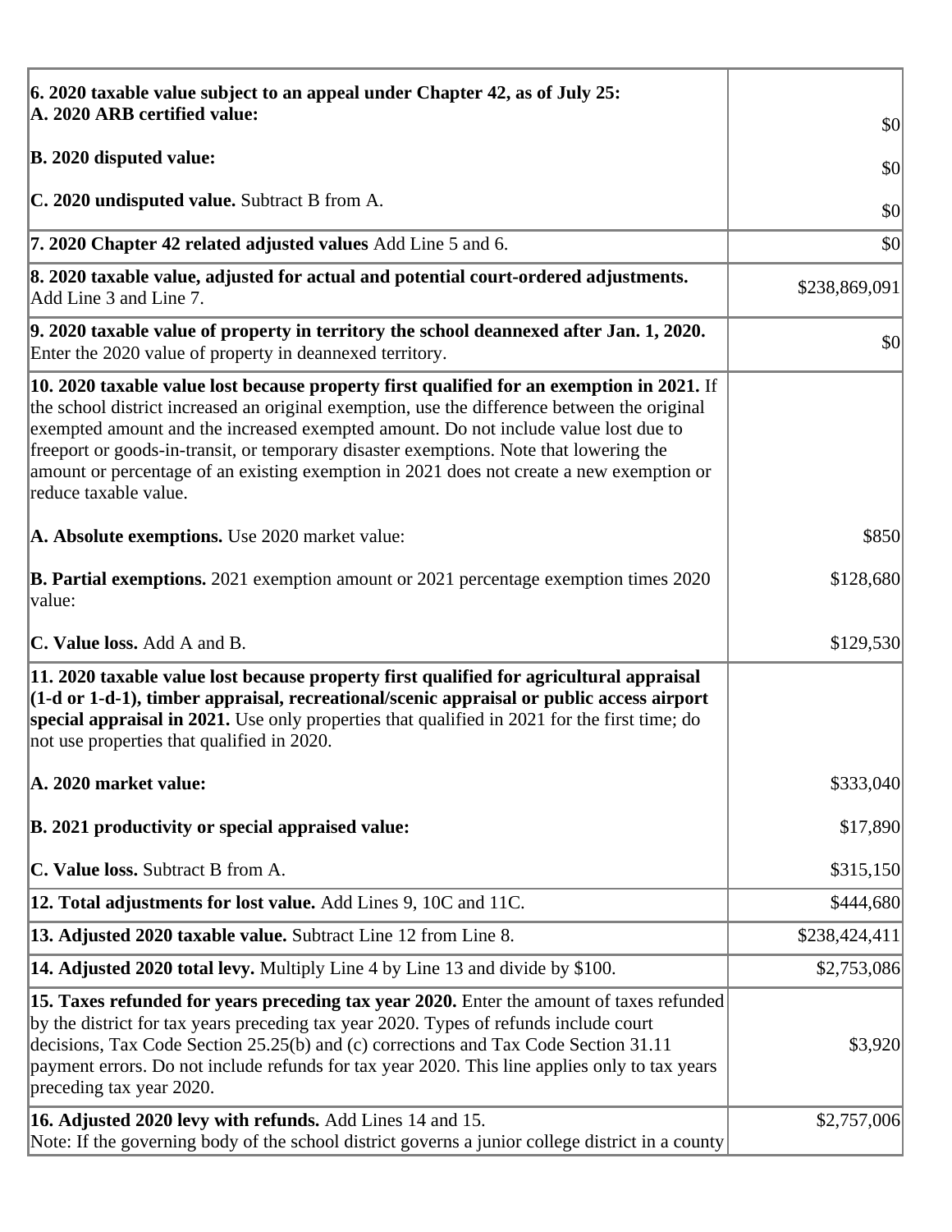| | |
|---|---|
| **6. 2020 taxable value subject to an appeal under Chapter 42, as of July 25:**<br>**A. 2020 ARB certified value:** | $0 |
| **B. 2020 disputed value:** | $0 |
| **C. 2020 undisputed value.** Subtract B from A. | $0 |
| **7. 2020 Chapter 42 related adjusted values** Add Line 5 and 6. | $0 |
| **8. 2020 taxable value, adjusted for actual and potential court-ordered adjustments.** Add Line 3 and Line 7. | $238,869,091 |
| **9. 2020 taxable value of property in territory the school deannexed after Jan. 1, 2020.** Enter the 2020 value of property in deannexed territory. | $0 |
| **10. 2020 taxable value lost because property first qualified for an exemption in 2021.** If the school district increased an original exemption, use the difference between the original exempted amount and the increased exempted amount. Do not include value lost due to freeport or goods-in-transit, or temporary disaster exemptions. Note that lowering the amount or percentage of an existing exemption in 2021 does not create a new exemption or reduce taxable value. | |
| **A. Absolute exemptions.** Use 2020 market value: | $850 |
| **B. Partial exemptions.** 2021 exemption amount or 2021 percentage exemption times 2020 value: | $128,680 |
| **C. Value loss.** Add A and B. | $129,530 |
| **11. 2020 taxable value lost because property first qualified for agricultural appraisal (1-d or 1-d-1), timber appraisal, recreational/scenic appraisal or public access airport special appraisal in 2021.** Use only properties that qualified in 2021 for the first time; do not use properties that qualified in 2020. | |
| **A. 2020 market value:** | $333,040 |
| **B. 2021 productivity or special appraised value:** | $17,890 |
| **C. Value loss.** Subtract B from A. | $315,150 |
| **12. Total adjustments for lost value.** Add Lines 9, 10C and 11C. | $444,680 |
| **13. Adjusted 2020 taxable value.** Subtract Line 12 from Line 8. | $238,424,411 |
| **14. Adjusted 2020 total levy.** Multiply Line 4 by Line 13 and divide by $100. | $2,753,086 |
| **15. Taxes refunded for years preceding tax year 2020.** Enter the amount of taxes refunded by the district for tax years preceding tax year 2020. Types of refunds include court decisions, Tax Code Section 25.25(b) and (c) corrections and Tax Code Section 31.11 payment errors. Do not include refunds for tax year 2020. This line applies only to tax years preceding tax year 2020. | $3,920 |
| **16. Adjusted 2020 levy with refunds.** Add Lines 14 and 15.<br>Note: If the governing body of the school district governs a junior college district in a county | $2,757,006 |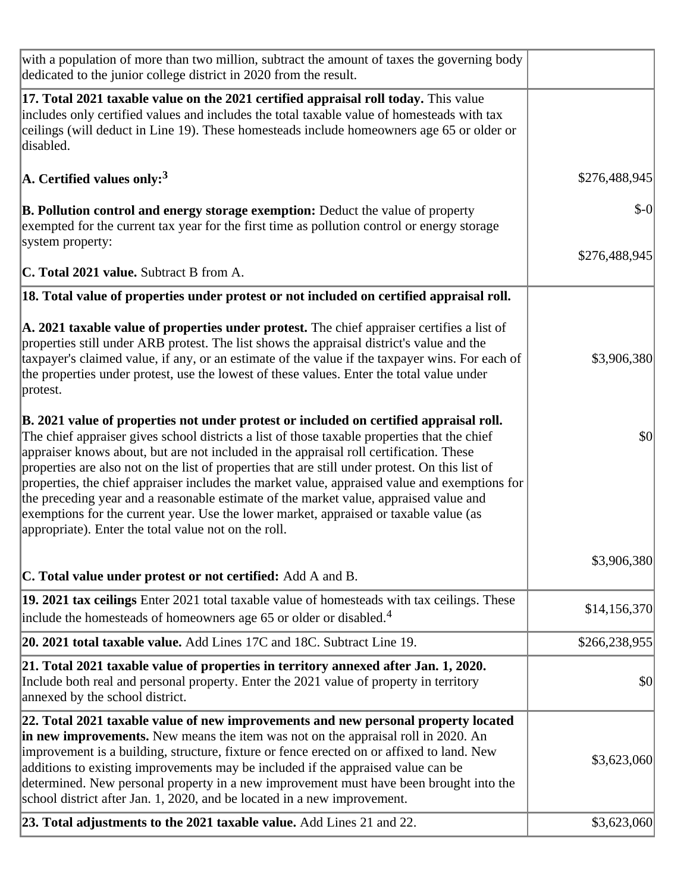| | |
|---|---|
| with a population of more than two million, subtract the amount of taxes the governing body dedicated to the junior college district in 2020 from the result. | |
| **17. Total 2021 taxable value on the 2021 certified appraisal roll today.** This value includes only certified values and includes the total taxable value of homesteads with tax ceilings (will deduct in Line 19). These homesteads include homeowners age 65 or older or disabled.<br><br>**A. Certified values only:**[3]<br><br>**B. Pollution control and energy storage exemption:** Deduct the value of property exempted for the current tax year for the first time as pollution control or energy storage system property:<br><br>**C. Total 2021 value.** Subtract B from A. | <br><br><br><br>$276,488,945<br><br>$-0<br><br>$276,488,945 |
| **18. Total value of properties under protest or not included on certified appraisal roll.**<br><br>**A. 2021 taxable value of properties under protest.** The chief appraiser certifies a list of properties still under ARB protest. The list shows the appraisal district's value and the taxpayer's claimed value, if any, or an estimate of the value if the taxpayer wins. For each of the properties under protest, use the lowest of these values. Enter the total value under protest.<br><br>**B. 2021 value of properties not under protest or included on certified appraisal roll.** The chief appraiser gives school districts a list of those taxable properties that the chief appraiser knows about, but are not included in the appraisal roll certification. These properties are also not on the list of properties that are still under protest. On this list of properties, the chief appraiser includes the market value, appraised value and exemptions for the preceding year and a reasonable estimate of the market value, appraised value and exemptions for the current year. Use the lower market, appraised or taxable value (as appropriate). Enter the total value not on the roll.<br><br>**C. Total value under protest or not certified:** Add A and B. | <br><br>$3,906,380<br><br>$0<br><br>$3,906,380 |
| **19. 2021 tax ceilings** Enter 2021 total taxable value of homesteads with tax ceilings. These include the homesteads of homeowners age 65 or older or disabled.[4] | $14,156,370 |
| **20. 2021 total taxable value.** Add Lines 17C and 18C. Subtract Line 19. | $266,238,955 |
| **21. Total 2021 taxable value of properties in territory annexed after Jan. 1, 2020.** Include both real and personal property. Enter the 2021 value of property in territory annexed by the school district. | $0 |
| **22. Total 2021 taxable value of new improvements and new personal property located in new improvements.** New means the item was not on the appraisal roll in 2020. An improvement is a building, structure, fixture or fence erected on or affixed to land. New additions to existing improvements may be included if the appraised value can be determined. New personal property in a new improvement must have been brought into the school district after Jan. 1, 2020, and be located in a new improvement. | $3,623,060 |
| **23. Total adjustments to the 2021 taxable value.** Add Lines 21 and 22. | $3,623,060 |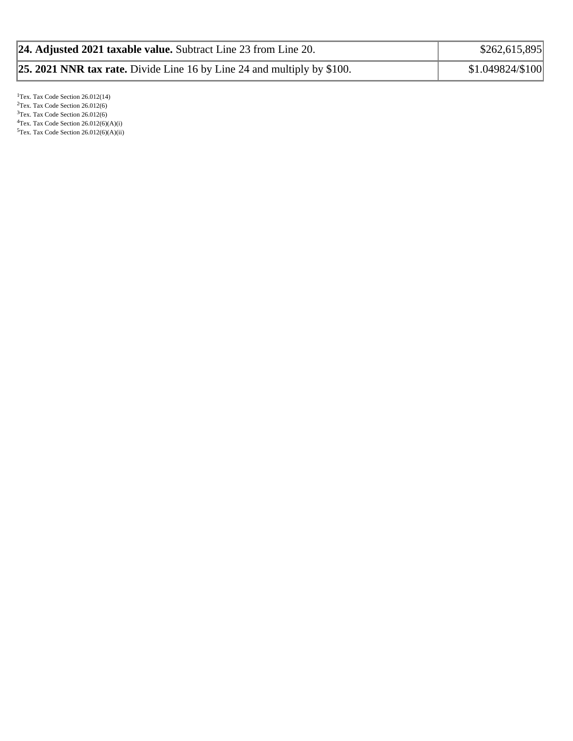| | |
|---|---|
| **24. Adjusted 2021 taxable value.** Subtract Line 23 from Line 20. | $262,615,895 |
| **25. 2021 NNR tax rate.** Divide Line 16 by Line 24 and multiply by $100. | $1.049824/$100 |

[1]Tex. Tax Code Section 26.012(14)
[2]Tex. Tax Code Section 26.012(6)
[3]Tex. Tax Code Section 26.012(6)
[4]Tex. Tax Code Section 26.012(6)(A)(i)
[5]Tex. Tax Code Section 26.012(6)(A)(ii)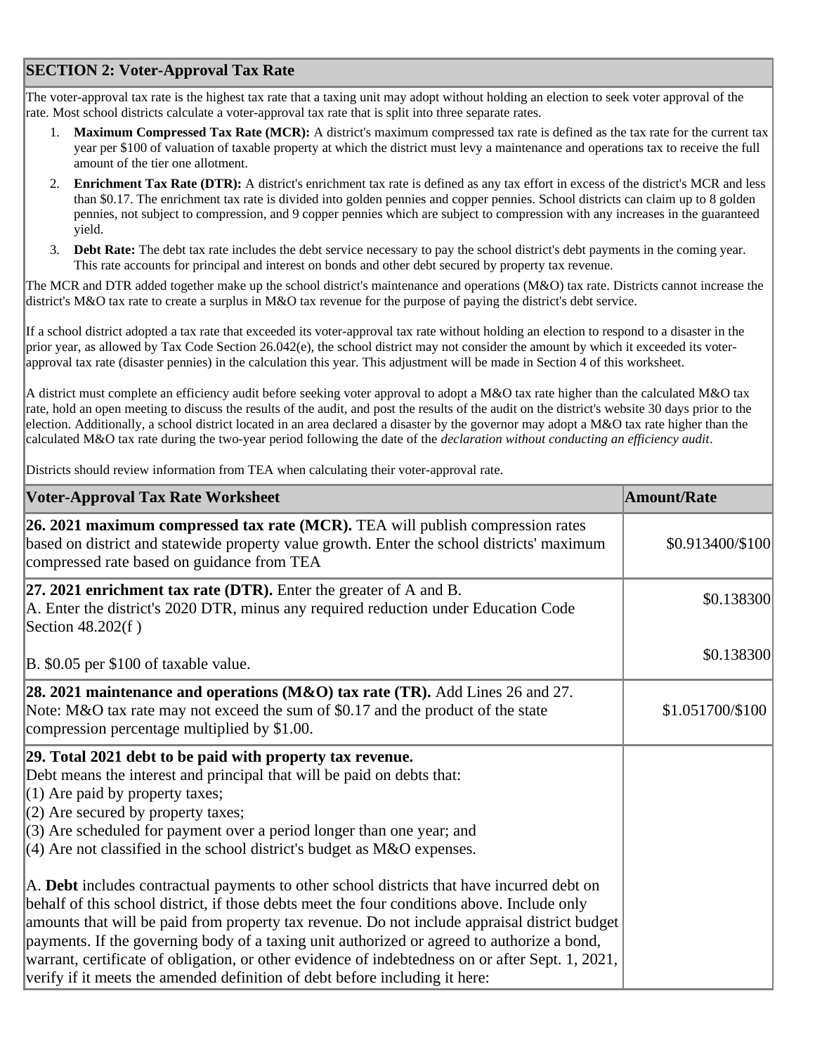## SECTION 2: Voter-Approval Tax Rate

The voter-approval tax rate is the highest tax rate that a taxing unit may adopt without holding an election to seek voter approval of the rate. Most school districts calculate a voter-approval tax rate that is split into three separate rates.

1. **Maximum Compressed Tax Rate (MCR):** A district's maximum compressed tax rate is defined as the tax rate for the current tax year per $100 of valuation of taxable property at which the district must levy a maintenance and operations tax to receive the full amount of the tier one allotment.
2. **Enrichment Tax Rate (DTR):** A district's enrichment tax rate is defined as any tax effort in excess of the district's MCR and less than $0.17. The enrichment tax rate is divided into golden pennies and copper pennies. School districts can claim up to 8 golden pennies, not subject to compression, and 9 copper pennies which are subject to compression with any increases in the guaranteed yield.
3. **Debt Rate:** The debt tax rate includes the debt service necessary to pay the school district's debt payments in the coming year. This rate accounts for principal and interest on bonds and other debt secured by property tax revenue.

The MCR and DTR added together make up the school district's maintenance and operations (M&O) tax rate. Districts cannot increase the district's M&O tax rate to create a surplus in M&O tax revenue for the purpose of paying the district's debt service.

If a school district adopted a tax rate that exceeded its voter-approval tax rate without holding an election to respond to a disaster in the prior year, as allowed by Tax Code Section 26.042(e), the school district may not consider the amount by which it exceeded its voter-approval tax rate (disaster pennies) in the calculation this year. This adjustment will be made in Section 4 of this worksheet.

A district must complete an efficiency audit before seeking voter approval to adopt a M&O tax rate higher than the calculated M&O tax rate, hold an open meeting to discuss the results of the audit, and post the results of the audit on the district's website 30 days prior to the election. Additionally, a school district located in an area declared a disaster by the governor may adopt a M&O tax rate higher than the calculated M&O tax rate during the two-year period following the date of the *declaration without conducting an efficiency audit*.

Districts should review information from TEA when calculating their voter-approval rate.

| Voter-Approval Tax Rate Worksheet | Amount/Rate |
|---|---|
| **26. 2021 maximum compressed tax rate (MCR).** TEA will publish compression rates based on district and statewide property value growth. Enter the school districts' maximum compressed rate based on guidance from TEA | $0.913400/$100 |
| **27. 2021 enrichment tax rate (DTR).** Enter the greater of A and B.<br>A. Enter the district's 2020 DTR, minus any required reduction under Education Code Section 48.202(f ) | $0.138300 |
| B. $0.05 per $100 of taxable value. | $0.138300 |
| **28. 2021 maintenance and operations (M&O) tax rate (TR).** Add Lines 26 and 27. Note: M&O tax rate may not exceed the sum of $0.17 and the product of the state compression percentage multiplied by $1.00. | $1.051700/$100 |
| **29. Total 2021 debt to be paid with property tax revenue.**<br>Debt means the interest and principal that will be paid on debts that:<br>(1) Are paid by property taxes;<br>(2) Are secured by property taxes;<br>(3) Are scheduled for payment over a period longer than one year; and<br>(4) Are not classified in the school district's budget as M&O expenses.<br><br>A. **Debt** includes contractual payments to other school districts that have incurred debt on behalf of this school district, if those debts meet the four conditions above. Include only amounts that will be paid from property tax revenue. Do not include appraisal district budget payments. If the governing body of a taxing unit authorized or agreed to authorize a bond, warrant, certificate of obligation, or other evidence of indebtedness on or after Sept. 1, 2021, verify if it meets the amended definition of debt before including it here: | |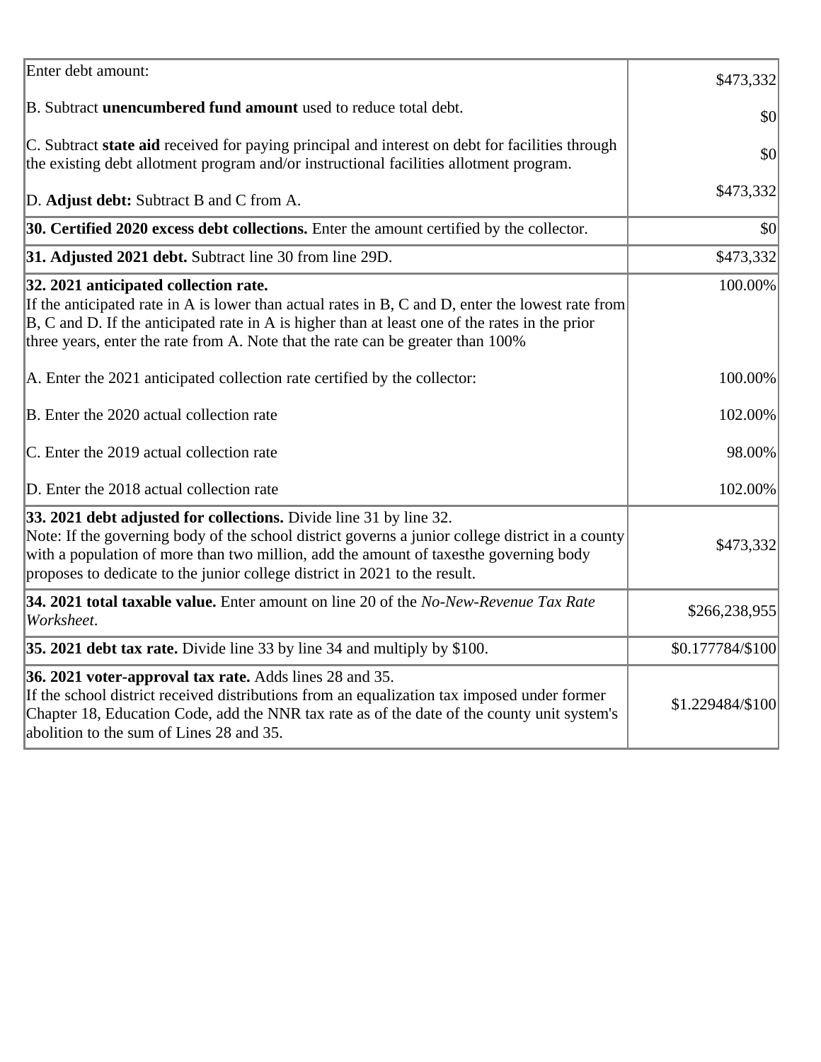| | |
|---|---|
| Enter debt amount: | $473,332 |
| B. Subtract **unencumbered fund amount** used to reduce total debt. | $0 |
| C. Subtract **state aid** received for paying principal and interest on debt for facilities through the existing debt allotment program and/or instructional facilities allotment program. | $0 |
| D. **Adjust debt:** Subtract B and C from A. | $473,332 |
| **30. Certified 2020 excess debt collections.** Enter the amount certified by the collector. | $0 |
| **31. Adjusted 2021 debt.** Subtract line 30 from line 29D. | $473,332 |
| **32. 2021 anticipated collection rate.**<br>If the anticipated rate in A is lower than actual rates in B, C and D, enter the lowest rate from B, C and D. If the anticipated rate in A is higher than at least one of the rates in the prior three years, enter the rate from A. Note that the rate can be greater than 100% | 100.00% |
| A. Enter the 2021 anticipated collection rate certified by the collector: | 100.00% |
| B. Enter the 2020 actual collection rate | 102.00% |
| C. Enter the 2019 actual collection rate | 98.00% |
| D. Enter the 2018 actual collection rate | 102.00% |
| **33. 2021 debt adjusted for collections.** Divide line 31 by line 32.<br>Note: If the governing body of the school district governs a junior college district in a county with a population of more than two million, add the amount of taxesthe governing body proposes to dedicate to the junior college district in 2021 to the result. | $473,332 |
| **34. 2021 total taxable value.** Enter amount on line 20 of the *No-New-Revenue Tax Rate Worksheet*. | $266,238,955 |
| **35. 2021 debt tax rate.** Divide line 33 by line 34 and multiply by $100. | $0.177784/$100 |
| **36. 2021 voter-approval tax rate.** Adds lines 28 and 35.<br>If the school district received distributions from an equalization tax imposed under former Chapter 18, Education Code, add the NNR tax rate as of the date of the county unit system's abolition to the sum of Lines 28 and 35. | $1.229484/$100 |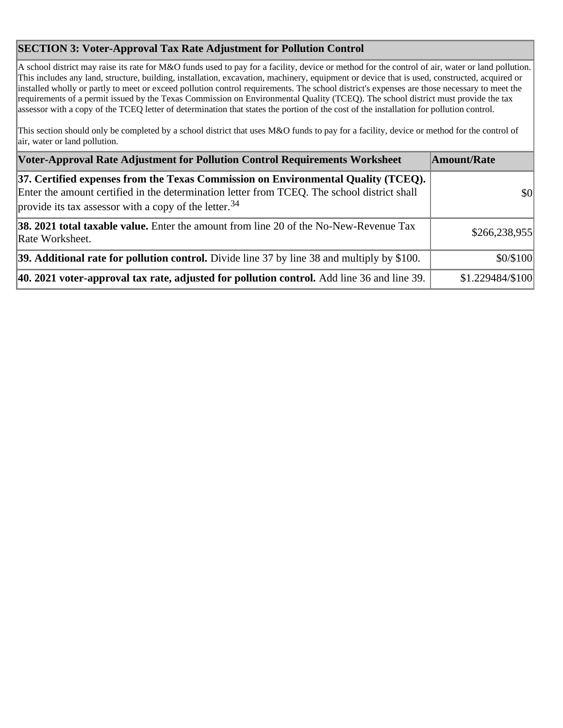## SECTION 3: Voter-Approval Tax Rate Adjustment for Pollution Control

A school district may raise its rate for M&O funds used to pay for a facility, device or method for the control of air, water or land pollution. This includes any land, structure, building, installation, excavation, machinery, equipment or device that is used, constructed, acquired or installed wholly or partly to meet or exceed pollution control requirements. The school district's expenses are those necessary to meet the requirements of a permit issued by the Texas Commission on Environmental Quality (TCEQ). The school district must provide the tax assessor with a copy of the TCEQ letter of determination that states the portion of the cost of the installation for pollution control.

This section should only be completed by a school district that uses M&O funds to pay for a facility, device or method for the control of air, water or land pollution.

| Voter-Approval Rate Adjustment for Pollution Control Requirements Worksheet | Amount/Rate |
| --- | --- |
| **37. Certified expenses from the Texas Commission on Environmental Quality (TCEQ).** Enter the amount certified in the determination letter from TCEQ. The school district shall provide its tax assessor with a copy of the letter.[34] | $0 |
| **38. 2021 total taxable value.** Enter the amount from line 20 of the No-New-Revenue Tax Rate Worksheet. | $266,238,955 |
| **39. Additional rate for pollution control.** Divide line 37 by line 38 and multiply by $100. | $0/$100 |
| **40. 2021 voter-approval tax rate, adjusted for pollution control.** Add line 36 and line 39. | $1.229484/$100 |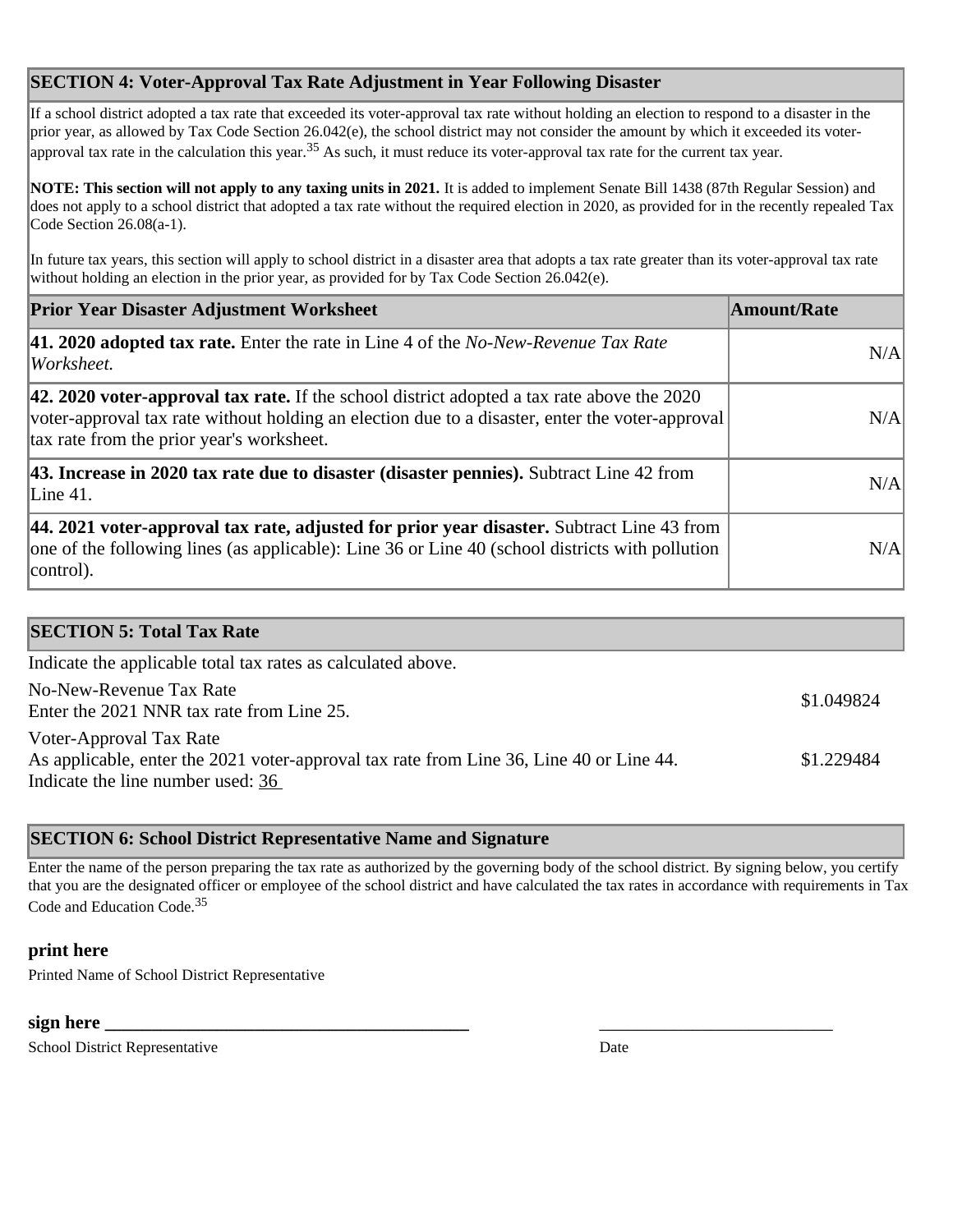## SECTION 4: Voter-Approval Tax Rate Adjustment in Year Following Disaster

If a school district adopted a tax rate that exceeded its voter-approval tax rate without holding an election to respond to a disaster in the prior year, as allowed by Tax Code Section 26.042(e), the school district may not consider the amount by which it exceeded its voter-approval tax rate in the calculation this year.[35] As such, it must reduce its voter-approval tax rate for the current tax year.

**NOTE: This section will not apply to any taxing units in 2021.** It is added to implement Senate Bill 1438 (87th Regular Session) and does not apply to a school district that adopted a tax rate without the required election in 2020, as provided for in the recently repealed Tax Code Section 26.08(a-1).

In future tax years, this section will apply to school district in a disaster area that adopts a tax rate greater than its voter-approval tax rate without holding an election in the prior year, as provided for by Tax Code Section 26.042(e).

| Prior Year Disaster Adjustment Worksheet | Amount/Rate |
|---|---|
| **41. 2020 adopted tax rate.** Enter the rate in Line 4 of the *No-New-Revenue Tax Rate Worksheet.* | N/A |
| **42. 2020 voter-approval tax rate.** If the school district adopted a tax rate above the 2020 voter-approval tax rate without holding an election due to a disaster, enter the voter-approval tax rate from the prior year's worksheet. | N/A |
| **43. Increase in 2020 tax rate due to disaster (disaster pennies).** Subtract Line 42 from Line 41. | N/A |
| **44. 2021 voter-approval tax rate, adjusted for prior year disaster.** Subtract Line 43 from one of the following lines (as applicable): Line 36 or Line 40 (school districts with pollution control). | N/A |

## SECTION 5: Total Tax Rate

Indicate the applicable total tax rates as calculated above.

| | |
|---|---|
| No-New-Revenue Tax Rate<br>Enter the 2021 NNR tax rate from Line 25. | $1.049824 |
| Voter-Approval Tax Rate<br>As applicable, enter the 2021 voter-approval tax rate from Line 36, Line 40 or Line 44.<br>Indicate the line number used: 36 | $1.229484 |

## SECTION 6: School District Representative Name and Signature

Enter the name of the person preparing the tax rate as authorized by the governing body of the school district. By signing below, you certify that you are the designated officer or employee of the school district and have calculated the tax rates in accordance with requirements in Tax Code and Education Code.[35]

**print here**

Printed Name of School District Representative

**sign here** _______________________________________ ___________________________

School District Representative Date